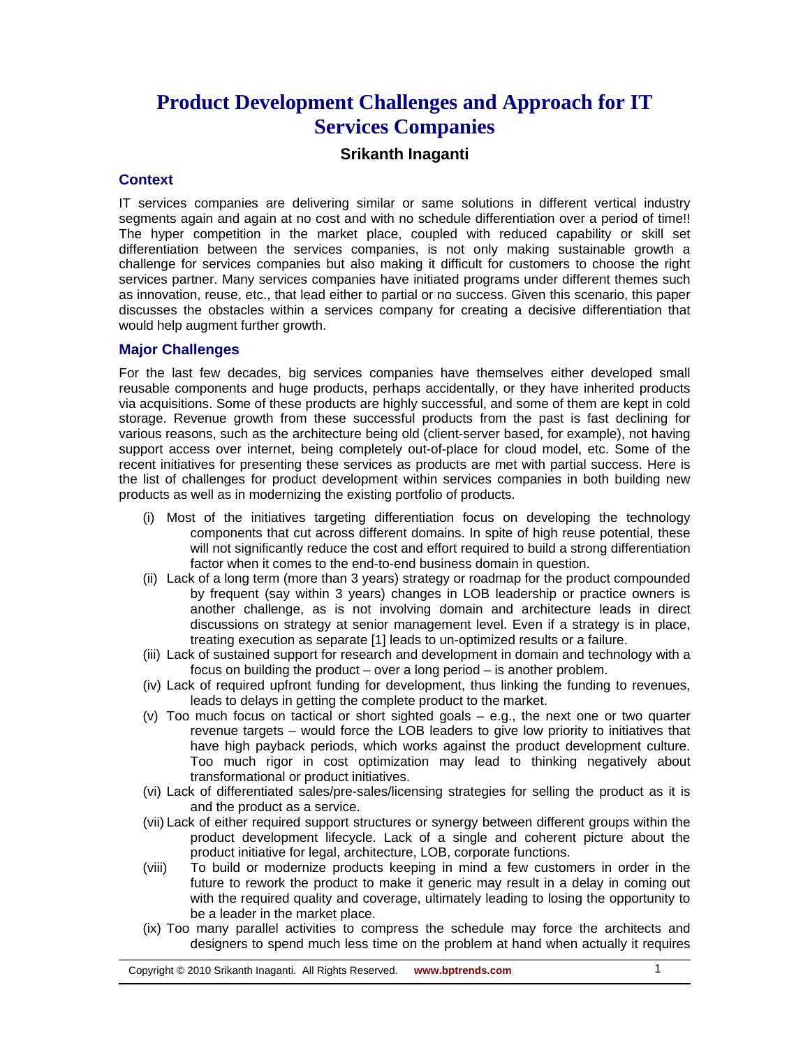# Product Development Challenges and Approach for IT Services Companies

**Srikanth Inaganti**

## Context

IT services companies are delivering similar or same solutions in different vertical industry segments again and again at no cost and with no schedule differentiation over a period of time!! The hyper competition in the market place, coupled with reduced capability or skill set differentiation between the services companies, is not only making sustainable growth a challenge for services companies but also making it difficult for customers to choose the right services partner. Many services companies have initiated programs under different themes such as innovation, reuse, etc., that lead either to partial or no success. Given this scenario, this paper discusses the obstacles within a services company for creating a decisive differentiation that would help augment further growth.

## Major Challenges

For the last few decades, big services companies have themselves either developed small reusable components and huge products, perhaps accidentally, or they have inherited products via acquisitions. Some of these products are highly successful, and some of them are kept in cold storage. Revenue growth from these successful products from the past is fast declining for various reasons, such as the architecture being old (client-server based, for example), not having support access over internet, being completely out-of-place for cloud model, etc. Some of the recent initiatives for presenting these services as products are met with partial success. Here is the list of challenges for product development within services companies in both building new products as well as in modernizing the existing portfolio of products.

(i) Most of the initiatives targeting differentiation focus on developing the technology components that cut across different domains. In spite of high reuse potential, these will not significantly reduce the cost and effort required to build a strong differentiation factor when it comes to the end-to-end business domain in question.

(ii) Lack of a long term (more than 3 years) strategy or roadmap for the product compounded by frequent (say within 3 years) changes in LOB leadership or practice owners is another challenge, as is not involving domain and architecture leads in direct discussions on strategy at senior management level. Even if a strategy is in place, treating execution as separate [1] leads to un-optimized results or a failure.

(iii) Lack of sustained support for research and development in domain and technology with a focus on building the product – over a long period – is another problem.

(iv) Lack of required upfront funding for development, thus linking the funding to revenues, leads to delays in getting the complete product to the market.

(v) Too much focus on tactical or short sighted goals – e.g., the next one or two quarter revenue targets – would force the LOB leaders to give low priority to initiatives that have high payback periods, which works against the product development culture. Too much rigor in cost optimization may lead to thinking negatively about transformational or product initiatives.

(vi) Lack of differentiated sales/pre-sales/licensing strategies for selling the product as it is and the product as a service.

(vii) Lack of either required support structures or synergy between different groups within the product development lifecycle. Lack of a single and coherent picture about the product initiative for legal, architecture, LOB, corporate functions.

(viii) To build or modernize products keeping in mind a few customers in order in the future to rework the product to make it generic may result in a delay in coming out with the required quality and coverage, ultimately leading to losing the opportunity to be a leader in the market place.

(ix) Too many parallel activities to compress the schedule may force the architects and designers to spend much less time on the problem at hand when actually it requires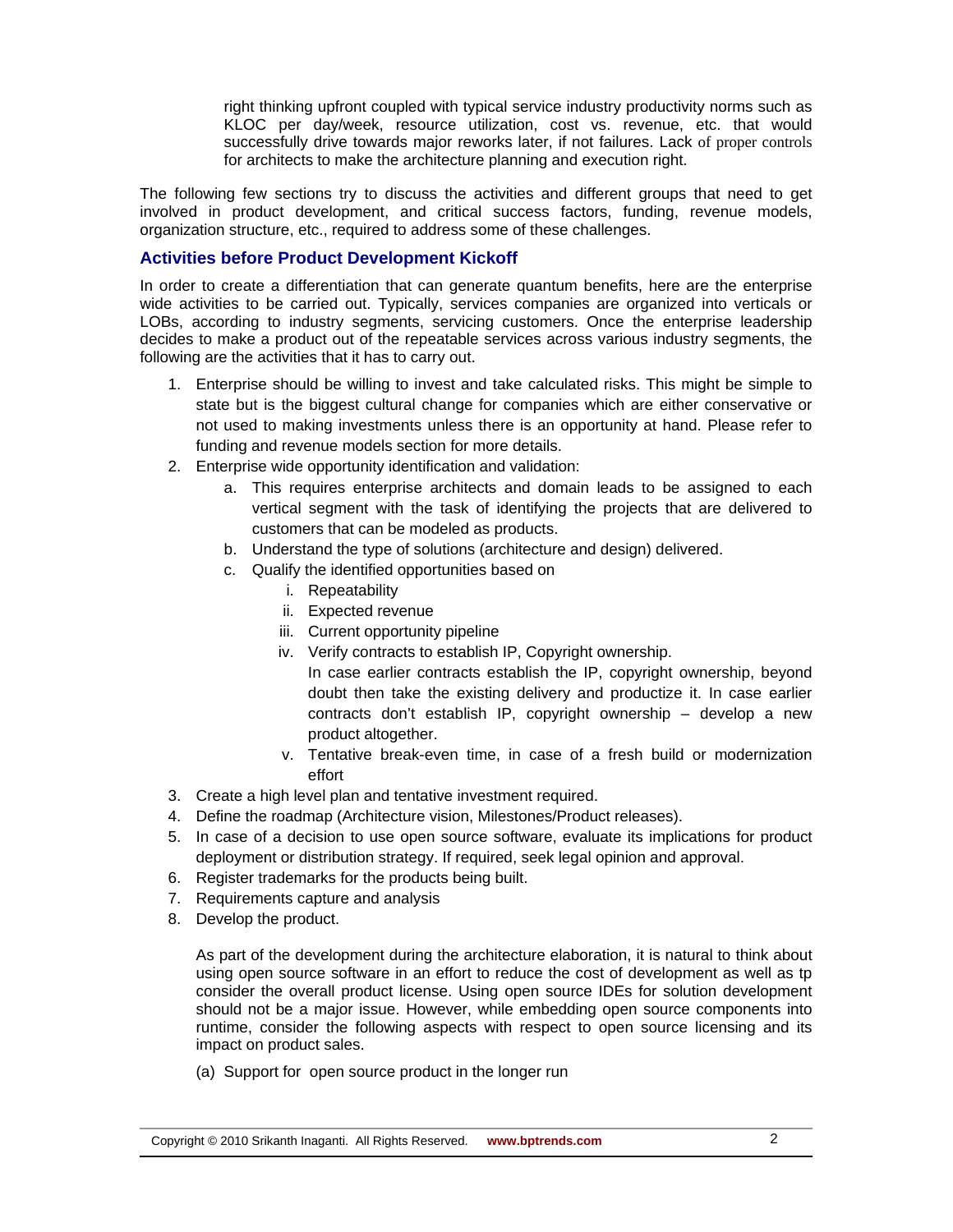right thinking upfront coupled with typical service industry productivity norms such as KLOC per day/week, resource utilization, cost vs. revenue, etc. that would successfully drive towards major reworks later, if not failures. Lack of proper controls for architects to make the architecture planning and execution right.

The following few sections try to discuss the activities and different groups that need to get involved in product development, and critical success factors, funding, revenue models, organization structure, etc., required to address some of these challenges.

### Activities before Product Development Kickoff

In order to create a differentiation that can generate quantum benefits, here are the enterprise wide activities to be carried out. Typically, services companies are organized into verticals or LOBs, according to industry segments, servicing customers. Once the enterprise leadership decides to make a product out of the repeatable services across various industry segments, the following are the activities that it has to carry out.

1. Enterprise should be willing to invest and take calculated risks. This might be simple to state but is the biggest cultural change for companies which are either conservative or not used to making investments unless there is an opportunity at hand. Please refer to funding and revenue models section for more details.
2. Enterprise wide opportunity identification and validation:
   a. This requires enterprise architects and domain leads to be assigned to each vertical segment with the task of identifying the projects that are delivered to customers that can be modeled as products.
   b. Understand the type of solutions (architecture and design) delivered.
   c. Qualify the identified opportunities based on
      i. Repeatability
      ii. Expected revenue
      iii. Current opportunity pipeline
      iv. Verify contracts to establish IP, Copyright ownership.
      In case earlier contracts establish the IP, copyright ownership, beyond doubt then take the existing delivery and productize it. In case earlier contracts don't establish IP, copyright ownership – develop a new product altogether.
      v. Tentative break-even time, in case of a fresh build or modernization effort
3. Create a high level plan and tentative investment required.
4. Define the roadmap (Architecture vision, Milestones/Product releases).
5. In case of a decision to use open source software, evaluate its implications for product deployment or distribution strategy. If required, seek legal opinion and approval.
6. Register trademarks for the products being built.
7. Requirements capture and analysis
8. Develop the product.

   As part of the development during the architecture elaboration, it is natural to think about using open source software in an effort to reduce the cost of development as well as tp consider the overall product license. Using open source IDEs for solution development should not be a major issue. However, while embedding open source components into runtime, consider the following aspects with respect to open source licensing and its impact on product sales.

   (a) Support for open source product in the longer run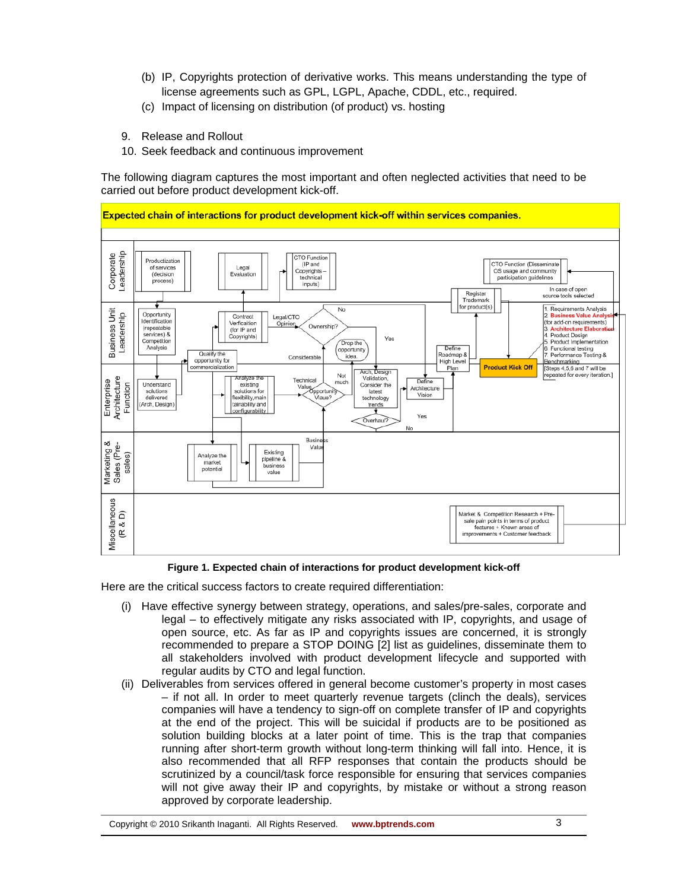(b) IP, Copyrights protection of derivative works. This means understanding the type of license agreements such as GPL, LGPL, Apache, CDDL, etc., required.

(c) Impact of licensing on distribution (of product) vs. hosting

9. Release and Rollout
10. Seek feedback and continuous improvement

The following diagram captures the most important and often neglected activities that need to be carried out before product development kick-off.

**Expected chain of interactions for product development kick-off within services companies.**

**Figure 1. Expected chain of interactions for product development kick-off**

Here are the critical success factors to create required differentiation:

(i) Have effective synergy between strategy, operations, and sales/pre-sales, corporate and legal – to effectively mitigate any risks associated with IP, copyrights, and usage of open source, etc. As far as IP and copyrights issues are concerned, it is strongly recommended to prepare a STOP DOING [2] list as guidelines, disseminate them to all stakeholders involved with product development lifecycle and supported with regular audits by CTO and legal function.

(ii) Deliverables from services offered in general become customer's property in most cases – if not all. In order to meet quarterly revenue targets (clinch the deals), services companies will have a tendency to sign-off on complete transfer of IP and copyrights at the end of the project. This will be suicidal if products are to be positioned as solution building blocks at a later point of time. This is the trap that companies running after short-term growth without long-term thinking will fall into. Hence, it is also recommended that all RFP responses that contain the products should be scrutinized by a council/task force responsible for ensuring that services companies will not give away their IP and copyrights, by mistake or without a strong reason approved by corporate leadership.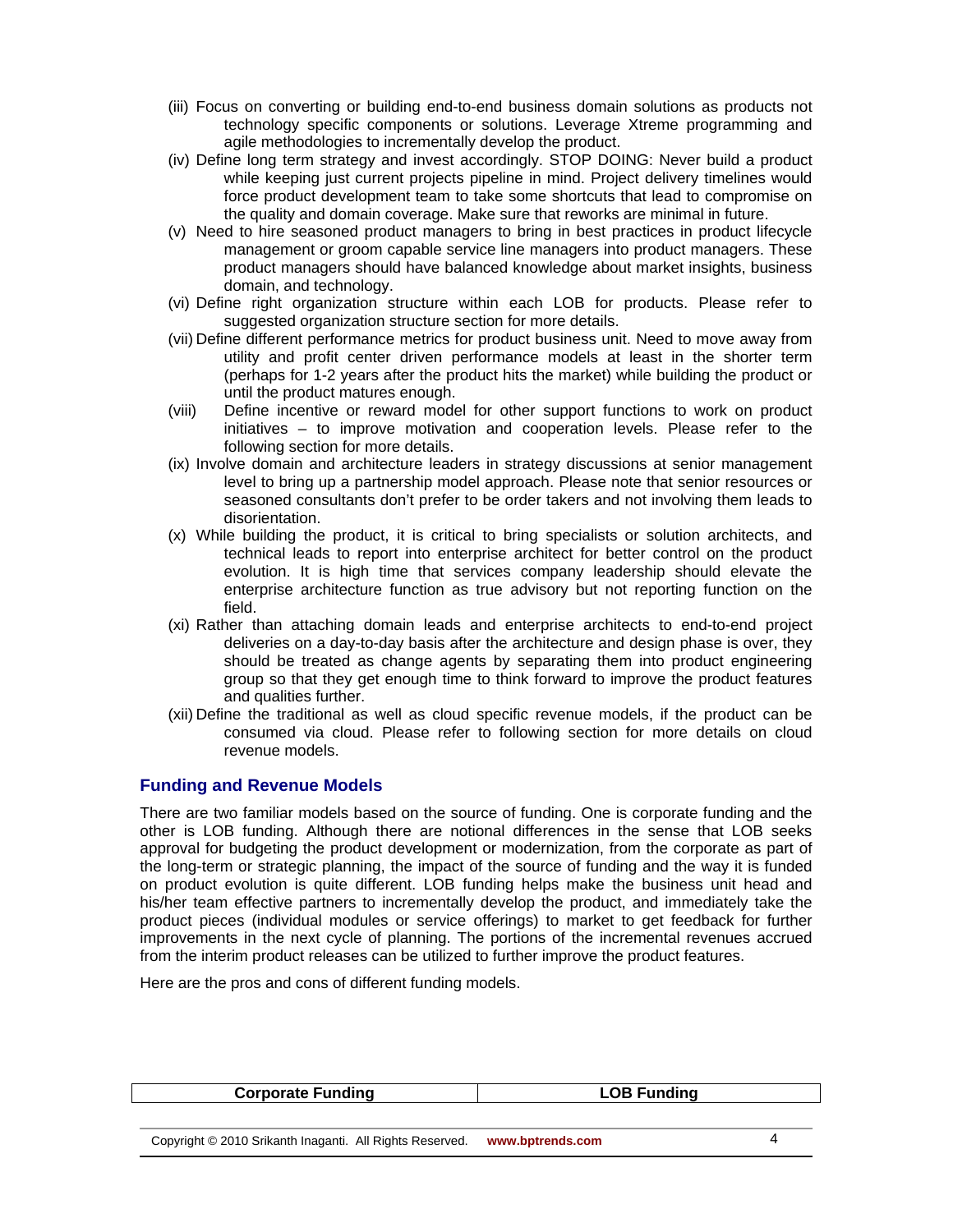(iii) Focus on converting or building end-to-end business domain solutions as products not technology specific components or solutions. Leverage Xtreme programming and agile methodologies to incrementally develop the product.

(iv) Define long term strategy and invest accordingly. STOP DOING: Never build a product while keeping just current projects pipeline in mind. Project delivery timelines would force product development team to take some shortcuts that lead to compromise on the quality and domain coverage. Make sure that reworks are minimal in future.

(v) Need to hire seasoned product managers to bring in best practices in product lifecycle management or groom capable service line managers into product managers. These product managers should have balanced knowledge about market insights, business domain, and technology.

(vi) Define right organization structure within each LOB for products. Please refer to suggested organization structure section for more details.

(vii) Define different performance metrics for product business unit. Need to move away from utility and profit center driven performance models at least in the shorter term (perhaps for 1-2 years after the product hits the market) while building the product or until the product matures enough.

(viii) Define incentive or reward model for other support functions to work on product initiatives – to improve motivation and cooperation levels. Please refer to the following section for more details.

(ix) Involve domain and architecture leaders in strategy discussions at senior management level to bring up a partnership model approach. Please note that senior resources or seasoned consultants don't prefer to be order takers and not involving them leads to disorientation.

(x) While building the product, it is critical to bring specialists or solution architects, and technical leads to report into enterprise architect for better control on the product evolution. It is high time that services company leadership should elevate the enterprise architecture function as true advisory but not reporting function on the field.

(xi) Rather than attaching domain leads and enterprise architects to end-to-end project deliveries on a day-to-day basis after the architecture and design phase is over, they should be treated as change agents by separating them into product engineering group so that they get enough time to think forward to improve the product features and qualities further.

(xii) Define the traditional as well as cloud specific revenue models, if the product can be consumed via cloud. Please refer to following section for more details on cloud revenue models.

### Funding and Revenue Models

There are two familiar models based on the source of funding. One is corporate funding and the other is LOB funding. Although there are notional differences in the sense that LOB seeks approval for budgeting the product development or modernization, from the corporate as part of the long-term or strategic planning, the impact of the source of funding and the way it is funded on product evolution is quite different. LOB funding helps make the business unit head and his/her team effective partners to incrementally develop the product, and immediately take the product pieces (individual modules or service offerings) to market to get feedback for further improvements in the next cycle of planning. The portions of the incremental revenues accrued from the interim product releases can be utilized to further improve the product features.

Here are the pros and cons of different funding models.

| Corporate Funding | LOB Funding |
|---|---|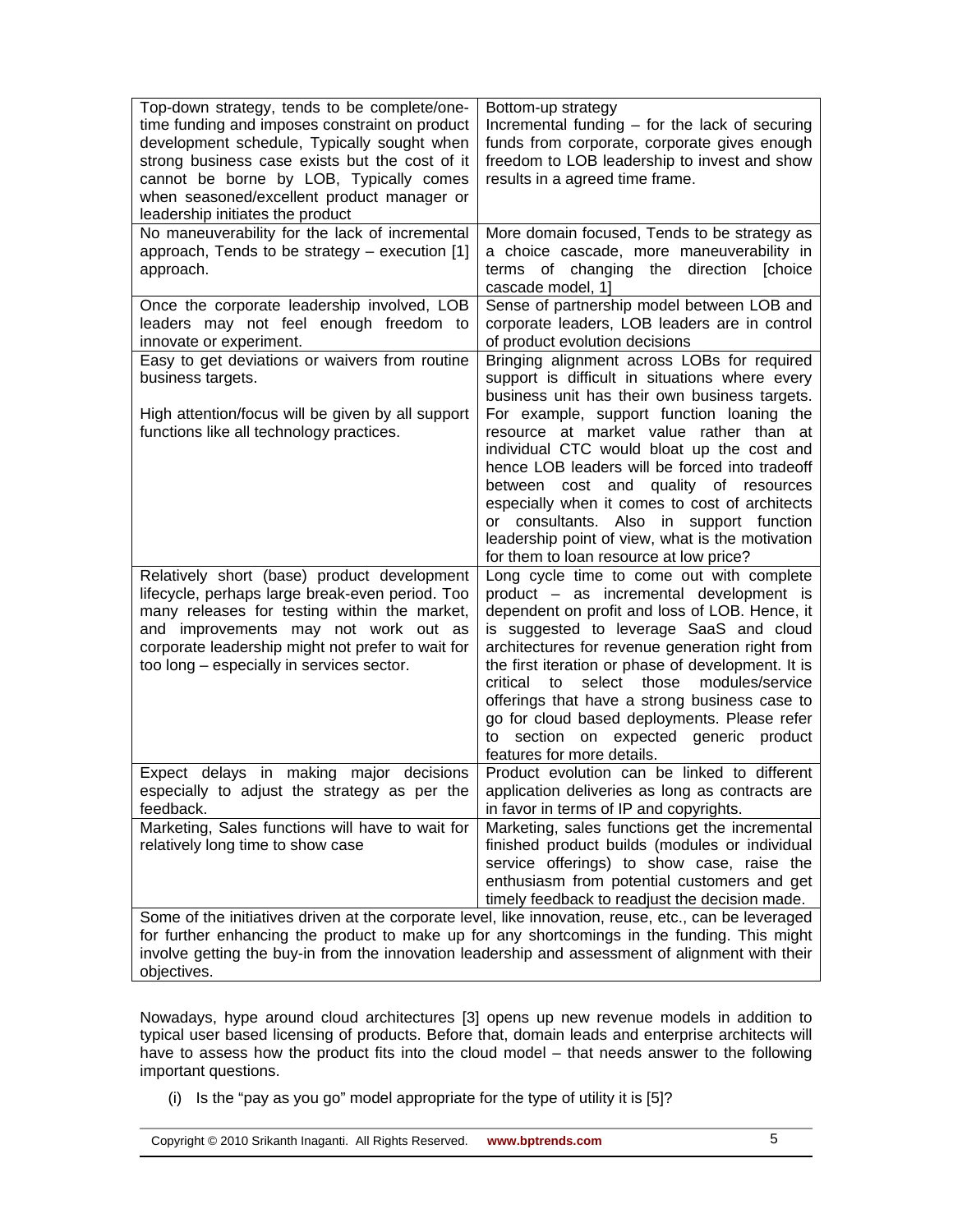| Top-down strategy, tends to be complete/one-time funding and imposes constraint on product development schedule, Typically sought when strong business case exists but the cost of it cannot be borne by LOB, Typically comes when seasoned/excellent product manager or leadership initiates the product | Bottom-up strategy<br>Incremental funding – for the lack of securing funds from corporate, corporate gives enough freedom to LOB leadership to invest and show results in a agreed time frame. |
|---|---|
| No maneuverability for the lack of incremental approach, Tends to be strategy – execution [1] approach. | More domain focused, Tends to be strategy as a choice cascade, more maneuverability in terms of changing the direction [choice cascade model, 1] |
| Once the corporate leadership involved, LOB leaders may not feel enough freedom to innovate or experiment. | Sense of partnership model between LOB and corporate leaders, LOB leaders are in control of product evolution decisions |
| Easy to get deviations or waivers from routine business targets.<br><br>High attention/focus will be given by all support functions like all technology practices. | Bringing alignment across LOBs for required support is difficult in situations where every business unit has their own business targets. For example, support function loaning the resource at market value rather than at individual CTC would bloat up the cost and hence LOB leaders will be forced into tradeoff between cost and quality of resources especially when it comes to cost of architects or consultants. Also in support function leadership point of view, what is the motivation for them to loan resource at low price? |
| Relatively short (base) product development lifecycle, perhaps large break-even period. Too many releases for testing within the market, and improvements may not work out as corporate leadership might not prefer to wait for too long – especially in services sector. | Long cycle time to come out with complete product – as incremental development is dependent on profit and loss of LOB. Hence, it is suggested to leverage SaaS and cloud architectures for revenue generation right from the first iteration or phase of development. It is critical to select those modules/service offerings that have a strong business case to go for cloud based deployments. Please refer to section on expected generic product features for more details. |
| Expect delays in making major decisions especially to adjust the strategy as per the feedback. | Product evolution can be linked to different application deliveries as long as contracts are in favor in terms of IP and copyrights. |
| Marketing, Sales functions will have to wait for relatively long time to show case | Marketing, sales functions get the incremental finished product builds (modules or individual service offerings) to show case, raise the enthusiasm from potential customers and get timely feedback to readjust the decision made. |
| Some of the initiatives driven at the corporate level, like innovation, reuse, etc., can be leveraged for further enhancing the product to make up for any shortcomings in the funding. This might involve getting the buy-in from the innovation leadership and assessment of alignment with their objectives. | |

Nowadays, hype around cloud architectures [3] opens up new revenue models in addition to typical user based licensing of products. Before that, domain leads and enterprise architects will have to assess how the product fits into the cloud model – that needs answer to the following important questions.

(i) Is the "pay as you go" model appropriate for the type of utility it is [5]?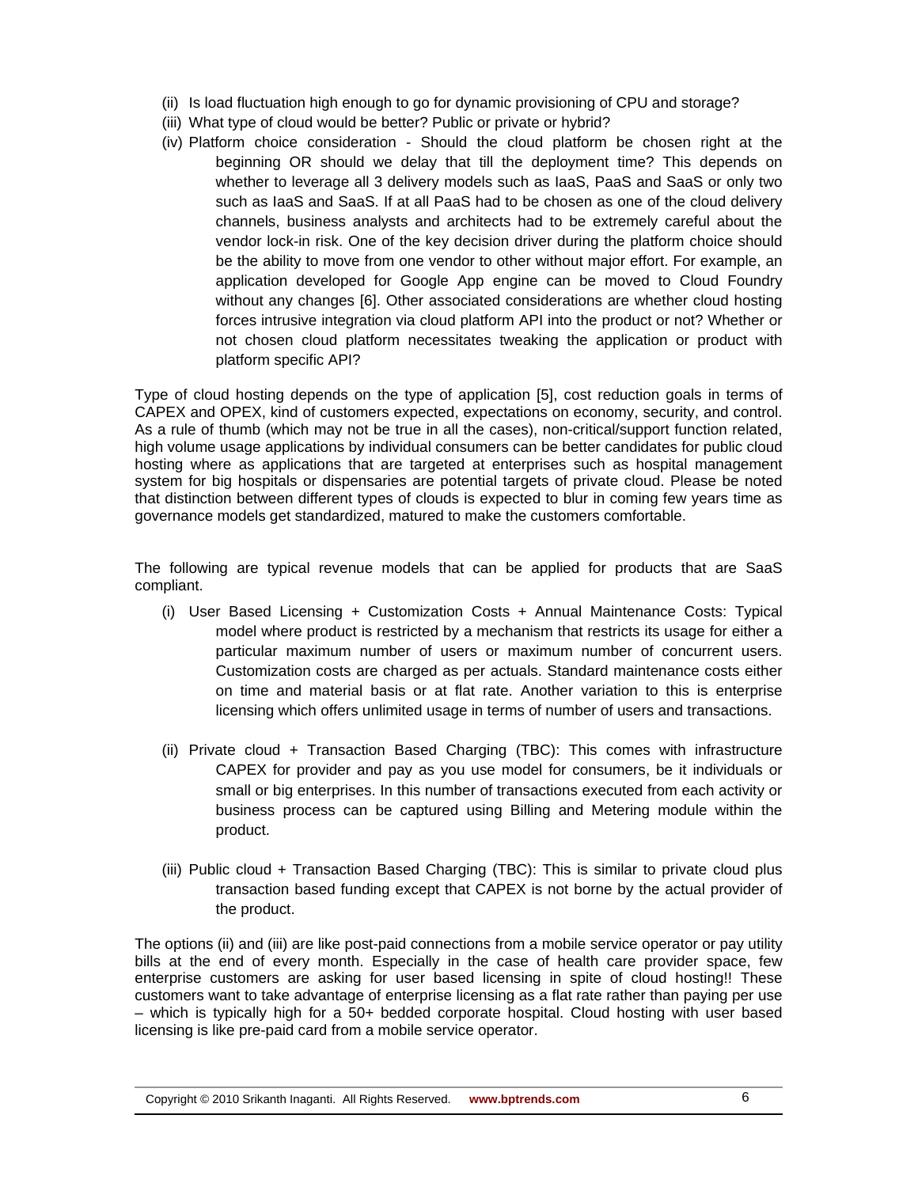(ii) Is load fluctuation high enough to go for dynamic provisioning of CPU and storage?

(iii) What type of cloud would be better? Public or private or hybrid?

(iv) Platform choice consideration - Should the cloud platform be chosen right at the beginning OR should we delay that till the deployment time? This depends on whether to leverage all 3 delivery models such as IaaS, PaaS and SaaS or only two such as IaaS and SaaS. If at all PaaS had to be chosen as one of the cloud delivery channels, business analysts and architects had to be extremely careful about the vendor lock-in risk. One of the key decision driver during the platform choice should be the ability to move from one vendor to other without major effort. For example, an application developed for Google App engine can be moved to Cloud Foundry without any changes [6]. Other associated considerations are whether cloud hosting forces intrusive integration via cloud platform API into the product or not? Whether or not chosen cloud platform necessitates tweaking the application or product with platform specific API?

Type of cloud hosting depends on the type of application [5], cost reduction goals in terms of CAPEX and OPEX, kind of customers expected, expectations on economy, security, and control. As a rule of thumb (which may not be true in all the cases), non-critical/support function related, high volume usage applications by individual consumers can be better candidates for public cloud hosting where as applications that are targeted at enterprises such as hospital management system for big hospitals or dispensaries are potential targets of private cloud. Please be noted that distinction between different types of clouds is expected to blur in coming few years time as governance models get standardized, matured to make the customers comfortable.

The following are typical revenue models that can be applied for products that are SaaS compliant.

(i) User Based Licensing + Customization Costs + Annual Maintenance Costs: Typical model where product is restricted by a mechanism that restricts its usage for either a particular maximum number of users or maximum number of concurrent users. Customization costs are charged as per actuals. Standard maintenance costs either on time and material basis or at flat rate. Another variation to this is enterprise licensing which offers unlimited usage in terms of number of users and transactions.

(ii) Private cloud + Transaction Based Charging (TBC): This comes with infrastructure CAPEX for provider and pay as you use model for consumers, be it individuals or small or big enterprises. In this number of transactions executed from each activity or business process can be captured using Billing and Metering module within the product.

(iii) Public cloud + Transaction Based Charging (TBC): This is similar to private cloud plus transaction based funding except that CAPEX is not borne by the actual provider of the product.

The options (ii) and (iii) are like post-paid connections from a mobile service operator or pay utility bills at the end of every month. Especially in the case of health care provider space, few enterprise customers are asking for user based licensing in spite of cloud hosting!! These customers want to take advantage of enterprise licensing as a flat rate rather than paying per use – which is typically high for a 50+ bedded corporate hospital. Cloud hosting with user based licensing is like pre-paid card from a mobile service operator.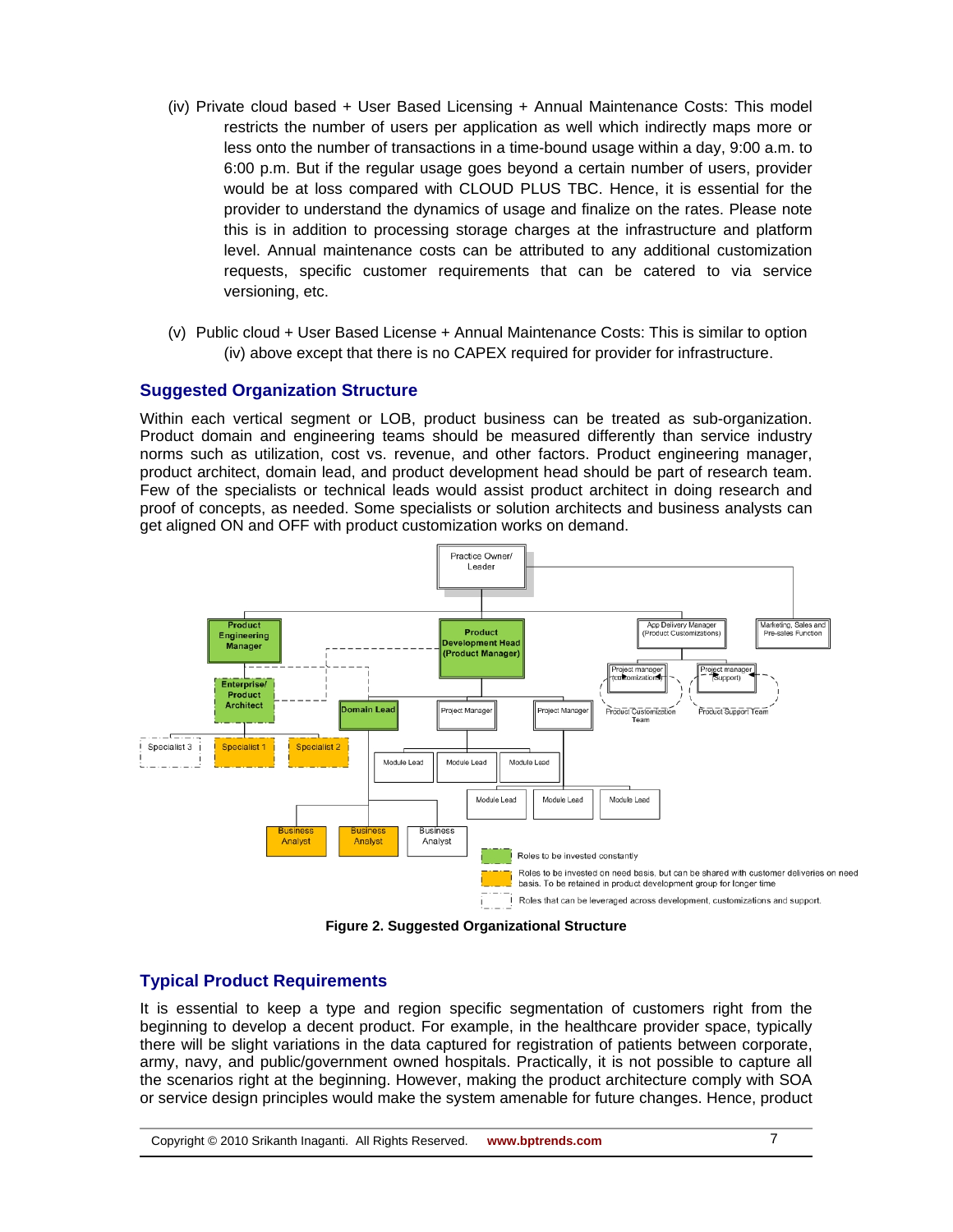(iv) Private cloud based + User Based Licensing + Annual Maintenance Costs: This model restricts the number of users per application as well which indirectly maps more or less onto the number of transactions in a time-bound usage within a day, 9:00 a.m. to 6:00 p.m. But if the regular usage goes beyond a certain number of users, provider would be at loss compared with CLOUD PLUS TBC. Hence, it is essential for the provider to understand the dynamics of usage and finalize on the rates. Please note this is in addition to processing storage charges at the infrastructure and platform level. Annual maintenance costs can be attributed to any additional customization requests, specific customer requirements that can be catered to via service versioning, etc.

(v) Public cloud + User Based License + Annual Maintenance Costs: This is similar to option (iv) above except that there is no CAPEX required for provider for infrastructure.

## Suggested Organization Structure

Within each vertical segment or LOB, product business can be treated as sub-organization. Product domain and engineering teams should be measured differently than service industry norms such as utilization, cost vs. revenue, and other factors. Product engineering manager, product architect, domain lead, and product development head should be part of research team. Few of the specialists or technical leads would assist product architect in doing research and proof of concepts, as needed. Some specialists or solution architects and business analysts can get aligned ON and OFF with product customization works on demand.

**Figure 2. Suggested Organizational Structure**

## Typical Product Requirements

It is essential to keep a type and region specific segmentation of customers right from the beginning to develop a decent product. For example, in the healthcare provider space, typically there will be slight variations in the data captured for registration of patients between corporate, army, navy, and public/government owned hospitals. Practically, it is not possible to capture all the scenarios right at the beginning. However, making the product architecture comply with SOA or service design principles would make the system amenable for future changes. Hence, product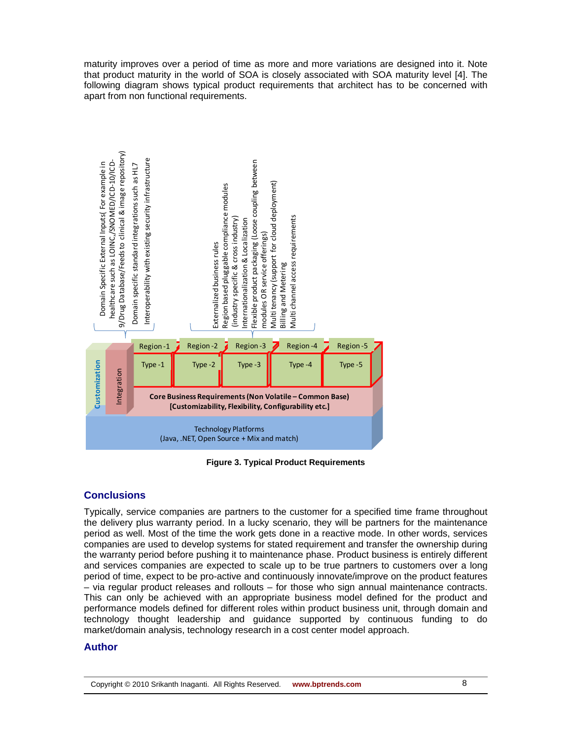maturity improves over a period of time as more and more variations are designed into it. Note that product maturity in the world of SOA is closely associated with SOA maturity level [4]. The following diagram shows typical product requirements that architect has to be concerned with apart from non functional requirements.

Domain Specific External Inputs( For example in healthcare such as LOINC,/SNOMED/ICD-10/ICD-9/Drug Database/Feeds to clinical & image repository)
Domain specific standard integrations such as HL7
Interoperability with existing security infrastructure

Externalized business rules
Region based pluggable compliance modules (industry specific & cross industry)
Internationalization & Localization
Flexible product packaging (Loose coupling between modules OR service offerings)
Multi tenancy (support for cloud deployment)
Billing and Metering
Multi channel access requirements

Customization | Integration

| Region -1 | Region -2 | Region -3 | Region -4 | Region -5 |
|---|---|---|---|---|
| Type -1 | Type -2 | Type -3 | Type -4 | Type -5 |

Core Business Requirements (Non Volatile – Common Base)
[Customizability, Flexibility, Configurability etc.]

Technology Platforms
(Java, .NET, Open Source + Mix and match)

**Figure 3. Typical Product Requirements**

## Conclusions

Typically, service companies are partners to the customer for a specified time frame throughout the delivery plus warranty period. In a lucky scenario, they will be partners for the maintenance period as well. Most of the time the work gets done in a reactive mode. In other words, services companies are used to develop systems for stated requirement and transfer the ownership during the warranty period before pushing it to maintenance phase. Product business is entirely different and services companies are expected to scale up to be true partners to customers over a long period of time, expect to be pro-active and continuously innovate/improve on the product features – via regular product releases and rollouts – for those who sign annual maintenance contracts. This can only be achieved with an appropriate business model defined for the product and performance models defined for different roles within product business unit, through domain and technology thought leadership and guidance supported by continuous funding to do market/domain analysis, technology research in a cost center model approach.

## Author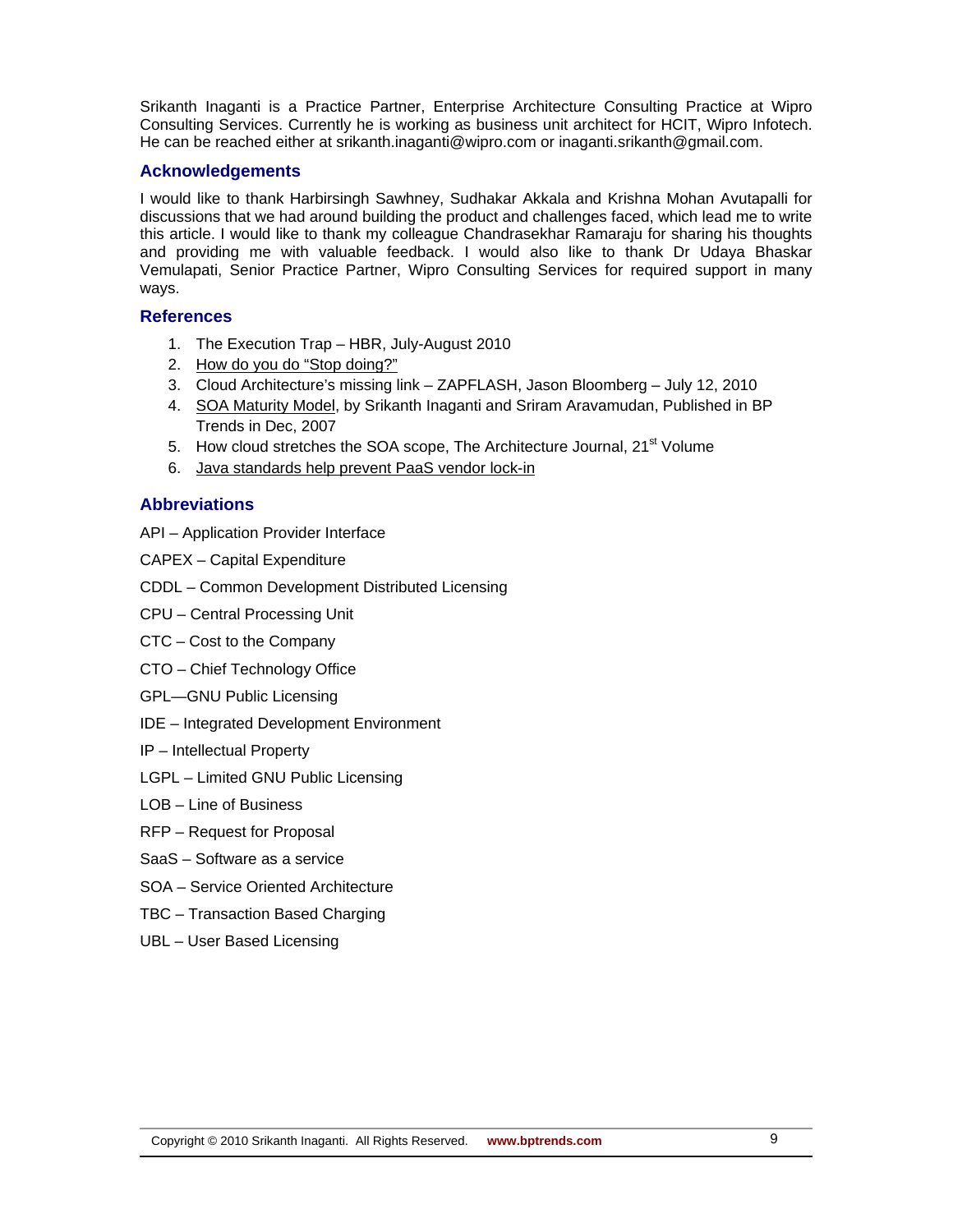Srikanth Inaganti is a Practice Partner, Enterprise Architecture Consulting Practice at Wipro Consulting Services. Currently he is working as business unit architect for HCIT, Wipro Infotech. He can be reached either at srikanth.inaganti@wipro.com or inaganti.srikanth@gmail.com.

## Acknowledgements

I would like to thank Harbirsingh Sawhney, Sudhakar Akkala and Krishna Mohan Avutapalli for discussions that we had around building the product and challenges faced, which lead me to write this article. I would like to thank my colleague Chandrasekhar Ramaraju for sharing his thoughts and providing me with valuable feedback. I would also like to thank Dr Udaya Bhaskar Vemulapati, Senior Practice Partner, Wipro Consulting Services for required support in many ways.

## References

1. The Execution Trap – HBR, July-August 2010
2. How do you do "Stop doing?"
3. Cloud Architecture's missing link – ZAPFLASH, Jason Bloomberg – July 12, 2010
4. SOA Maturity Model, by Srikanth Inaganti and Sriram Aravamudan, Published in BP Trends in Dec, 2007
5. How cloud stretches the SOA scope, The Architecture Journal, 21st Volume
6. Java standards help prevent PaaS vendor lock-in

## Abbreviations

API – Application Provider Interface

CAPEX – Capital Expenditure

CDDL – Common Development Distributed Licensing

CPU – Central Processing Unit

CTC – Cost to the Company

CTO – Chief Technology Office

GPL—GNU Public Licensing

IDE – Integrated Development Environment

IP – Intellectual Property

LGPL – Limited GNU Public Licensing

LOB – Line of Business

RFP – Request for Proposal

SaaS – Software as a service

SOA – Service Oriented Architecture

TBC – Transaction Based Charging

UBL – User Based Licensing